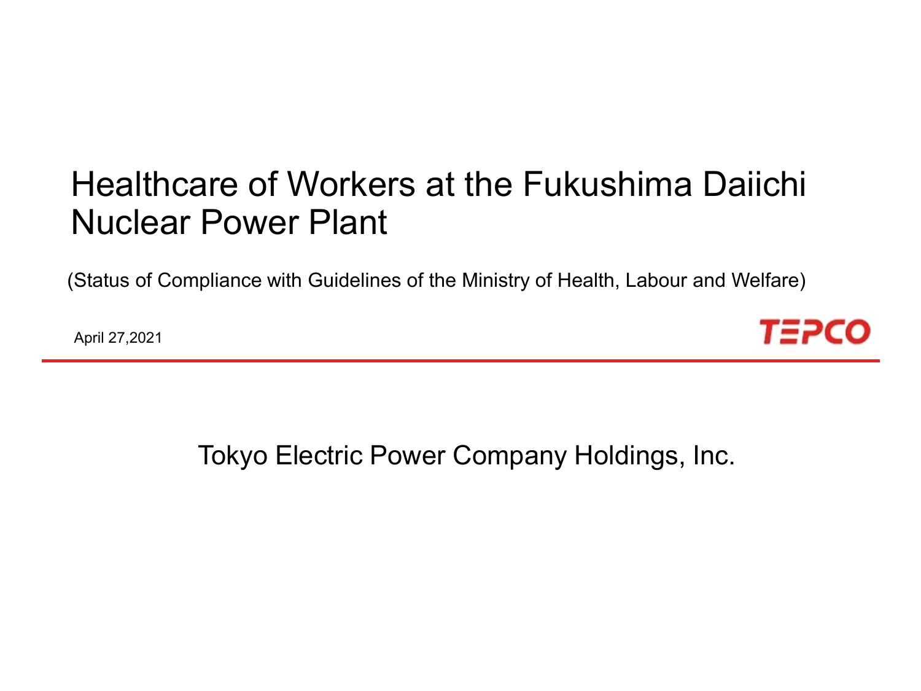# Healthcare of Workers at the Fukushima Daiichi Nuclear Power Plant

(Status of Compliance with Guidelines of the Ministry of Health, Labour and Welfare)

April 27,2021

TEPCO

Tokyo Electric Power Company Holdings, Inc.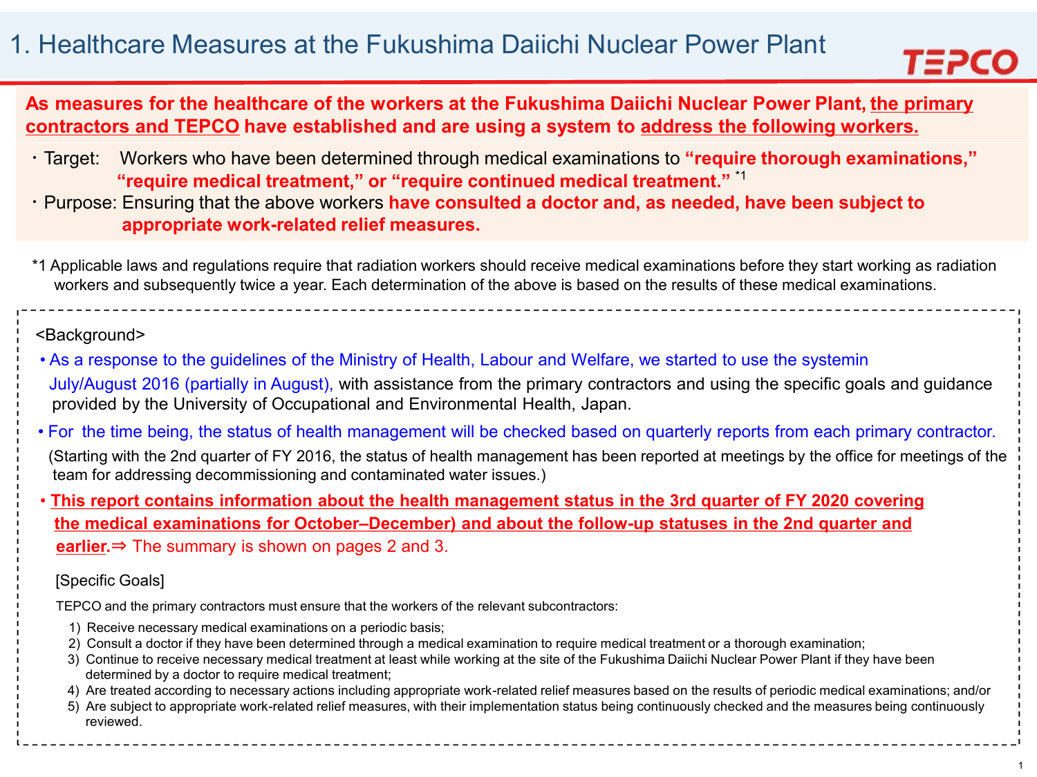# 1. Healthcare Measures at the Fukushima Daiichi Nuclear Power Plant

**As measures for the healthcare of the workers at the Fukushima Daiichi Nuclear Power Plant, the primary contractors and TEPCO have established and are using a system to address the following workers.**

- Target: Workers who have been determined through medical examinations to **"require thorough examinations," "require medical treatment," or "require continued medical treatment."** *1
- Purpose: Ensuring that the above workers **have consulted a doctor and, as needed, have been subject to appropriate work-related relief measures.**

*1 Applicable laws and regulations require that radiation workers should receive medical examinations before they start working as radiation workers and subsequently twice a year. Each determination of the above is based on the results of these medical examinations.

<Background>

- As a response to the guidelines of the Ministry of Health, Labour and Welfare, we started to use the systemin July/August 2016 (partially in August), with assistance from the primary contractors and using the specific goals and guidance provided by the University of Occupational and Environmental Health, Japan.
- For the time being, the status of health management will be checked based on quarterly reports from each primary contractor. (Starting with the 2nd quarter of FY 2016, the status of health management has been reported at meetings by the office for meetings of the team for addressing decommissioning and contaminated water issues.)
- **This report contains information about the health management status in the 3rd quarter of FY 2020 covering the medical examinations for October–December) and about the follow-up statuses in the 2nd quarter and earlier.** ⇒ The summary is shown on pages 2 and 3.

[Specific Goals]

TEPCO and the primary contractors must ensure that the workers of the relevant subcontractors:

1) Receive necessary medical examinations on a periodic basis;
2) Consult a doctor if they have been determined through a medical examination to require medical treatment or a thorough examination;
3) Continue to receive necessary medical treatment at least while working at the site of the Fukushima Daiichi Nuclear Power Plant if they have been determined by a doctor to require medical treatment;
4) Are treated according to necessary actions including appropriate work-related relief measures based on the results of periodic medical examinations; and/or
5) Are subject to appropriate work-related relief measures, with their implementation status being continuously checked and the measures being continuously reviewed.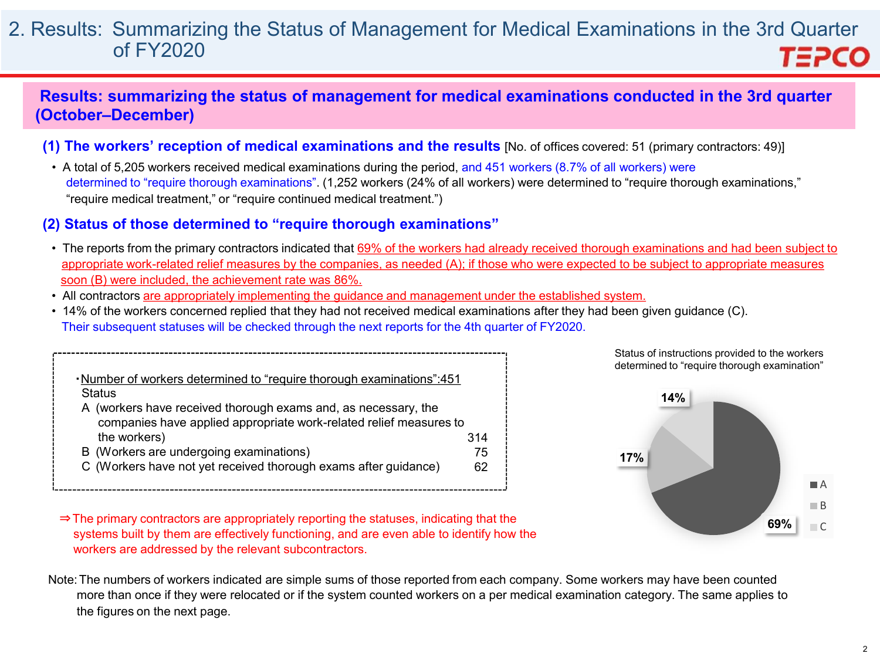# 2. Results: Summarizing the Status of Management for Medical Examinations in the 3rd Quarter of FY2020

## Results: summarizing the status of management for medical examinations conducted in the 3rd quarter (October–December)

### (1) The workers' reception of medical examinations and the results [No. of offices covered: 51 (primary contractors: 49)]

- A total of 5,205 workers received medical examinations during the period, and 451 workers (8.7% of all workers) were determined to "require thorough examinations". (1,252 workers (24% of all workers) were determined to "require thorough examinations," "require medical treatment," or "require continued medical treatment.")

### (2) Status of those determined to "require thorough examinations"

- The reports from the primary contractors indicated that 69% of the workers had already received thorough examinations and had been subject to appropriate work-related relief measures by the companies, as needed (A); if those who were expected to be subject to appropriate measures soon (B) were included, the achievement rate was 86%.
- All contractors are appropriately implementing the guidance and management under the established system.
- 14% of the workers concerned replied that they had not received medical examinations after they had been given guidance (C). Their subsequent statuses will be checked through the next reports for the 4th quarter of FY2020.

・Number of workers determined to "require thorough examinations":451

| Status | |
|---|---|
| A (workers have received thorough exams and, as necessary, the companies have applied appropriate work-related relief measures to the workers) | 314 |
| B (Workers are undergoing examinations) | 75 |
| C (Workers have not yet received thorough exams after guidance) | 62 |

⇒The primary contractors are appropriately reporting the statuses, indicating that the systems built by them are effectively functioning, and are even able to identify how the workers are addressed by the relevant subcontractors.

Status of instructions provided to the workers determined to "require thorough examination"

| Status | Share |
|---|---|
| A | 69% |
| B | 17% |
| C | 14% |

Note: The numbers of workers indicated are simple sums of those reported from each company. Some workers may have been counted more than once if they were relocated or if the system counted workers on a per medical examination category. The same applies to the figures on the next page.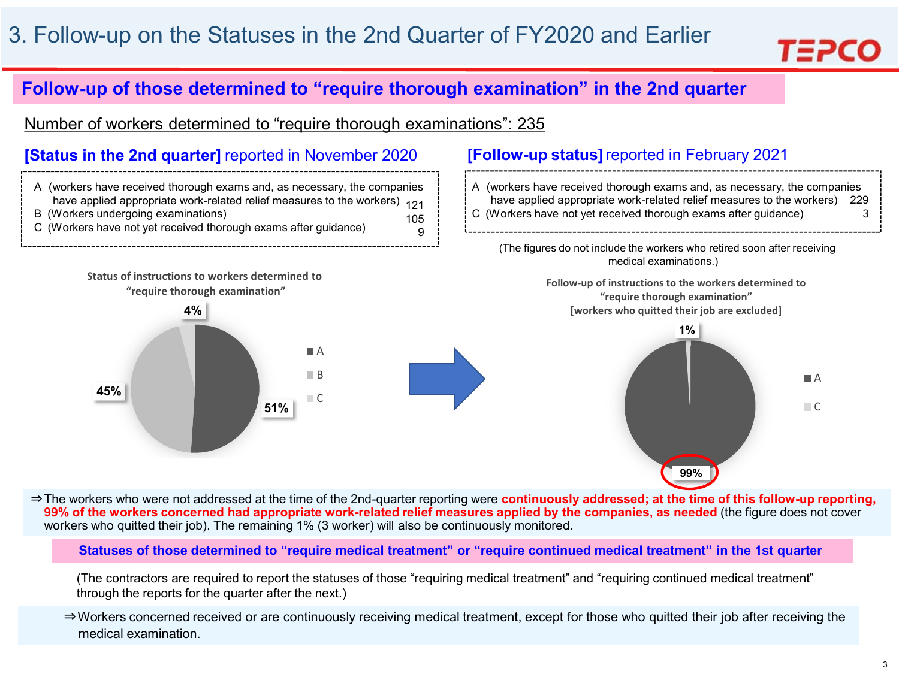# 3. Follow-up on the Statuses in the 2nd Quarter of FY2020 and Earlier

## Follow-up of those determined to “require thorough examination” in the 2nd quarter

Number of workers determined to “require thorough examinations”: 235

**[Status in the 2nd quarter]** reported in November 2020

| | | |
|---|---|---|
| A | (workers have received thorough exams and, as necessary, the companies have applied appropriate work-related relief measures to the workers) | 121 |
| B | (Workers undergoing examinations) | 105 |
| C | (Workers have not yet received thorough exams after guidance) | 9 |

Status of instructions to workers determined to “require thorough examination”

4%
45%
51%
A
B
C

**[Follow-up status]** reported in February 2021

| | | |
|---|---|---|
| A | (workers have received thorough exams and, as necessary, the companies have applied appropriate work-related relief measures to the workers) | 229 |
| C | (Workers have not yet received thorough exams after guidance) | 3 |

(The figures do not include the workers who retired soon after receiving medical examinations.)

Follow-up of instructions to the workers determined to “require thorough examination” [workers who quitted their job are excluded]

1%
99%
A
C

⇒The workers who were not addressed at the time of the 2nd-quarter reporting were **continuously addressed; at the time of this follow-up reporting, 99% of the workers concerned had appropriate work-related relief measures applied by the companies, as needed** (the figure does not cover workers who quitted their job). The remaining 1% (3 worker) will also be continuously monitored.

## Statuses of those determined to “require medical treatment” or “require continued medical treatment” in the 1st quarter

(The contractors are required to report the statuses of those “requiring medical treatment” and “requiring continued medical treatment” through the reports for the quarter after the next.)

⇒Workers concerned received or are continuously receiving medical treatment, except for those who quitted their job after receiving the medical examination.